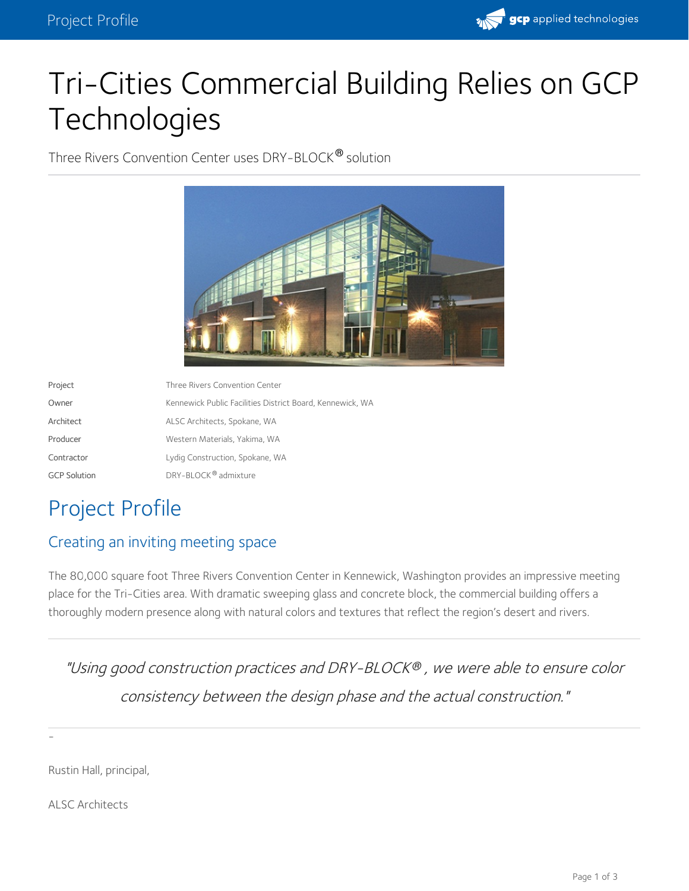# Tri-Cities Commercial Building Relies on GCP Technologies

Three Rivers Convention Center uses DRY-BLOCK® solution

| | |
|---|---|
| Project | Three Rivers Convention Center |
| Owner | Kennewick Public Facilities District Board, Kennewick, WA |
| Architect | ALSC Architects, Spokane, WA |
| Producer | Western Materials, Yakima, WA |
| Contractor | Lydig Construction, Spokane, WA |
| GCP Solution | DRY-BLOCK® admixture |

## Project Profile

### Creating an inviting meeting space

The 80,000 square foot Three Rivers Convention Center in Kennewick, Washington provides an impressive meeting place for the Tri-Cities area. With dramatic sweeping glass and concrete block, the commercial building offers a thoroughly modern presence along with natural colors and textures that reflect the region's desert and rivers.

*"Using good construction practices and DRY-BLOCK® , we were able to ensure color consistency between the design phase and the actual construction."*

–

Rustin Hall, principal,

ALSC Architects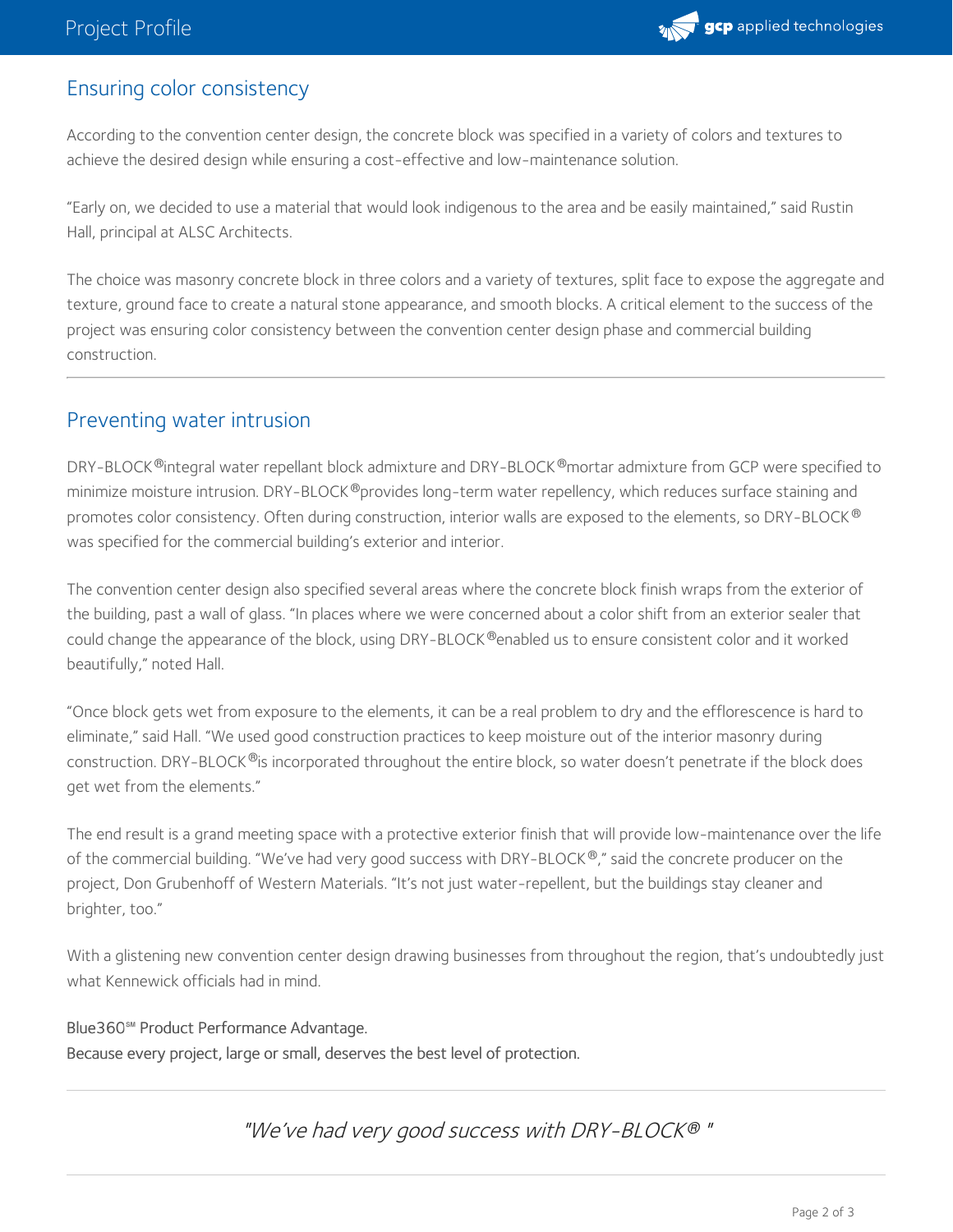## Ensuring color consistency

According to the convention center design, the concrete block was specified in a variety of colors and textures to achieve the desired design while ensuring a cost-effective and low-maintenance solution.

"Early on, we decided to use a material that would look indigenous to the area and be easily maintained," said Rustin Hall, principal at ALSC Architects.

The choice was masonry concrete block in three colors and a variety of textures, split face to expose the aggregate and texture, ground face to create a natural stone appearance, and smooth blocks. A critical element to the success of the project was ensuring color consistency between the convention center design phase and commercial building construction.

---

## Preventing water intrusion

DRY-BLOCK® integral water repellant block admixture and DRY-BLOCK® mortar admixture from GCP were specified to minimize moisture intrusion. DRY-BLOCK® provides long-term water repellency, which reduces surface staining and promotes color consistency. Often during construction, interior walls are exposed to the elements, so DRY-BLOCK® was specified for the commercial building's exterior and interior.

The convention center design also specified several areas where the concrete block finish wraps from the exterior of the building, past a wall of glass. "In places where we were concerned about a color shift from an exterior sealer that could change the appearance of the block, using DRY-BLOCK® enabled us to ensure consistent color and it worked beautifully," noted Hall.

"Once block gets wet from exposure to the elements, it can be a real problem to dry and the efflorescence is hard to eliminate," said Hall. "We used good construction practices to keep moisture out of the interior masonry during construction. DRY-BLOCK® is incorporated throughout the entire block, so water doesn't penetrate if the block does get wet from the elements."

The end result is a grand meeting space with a protective exterior finish that will provide low-maintenance over the life of the commercial building. "We've had very good success with DRY-BLOCK®," said the concrete producer on the project, Don Grubenhoff of Western Materials. "It's not just water-repellent, but the buildings stay cleaner and brighter, too."

With a glistening new convention center design drawing businesses from throughout the region, that's undoubtedly just what Kennewick officials had in mind.

Blue360℠ Product Performance Advantage.
Because every project, large or small, deserves the best level of protection.

---

*"We've had very good success with DRY-BLOCK® "*

---